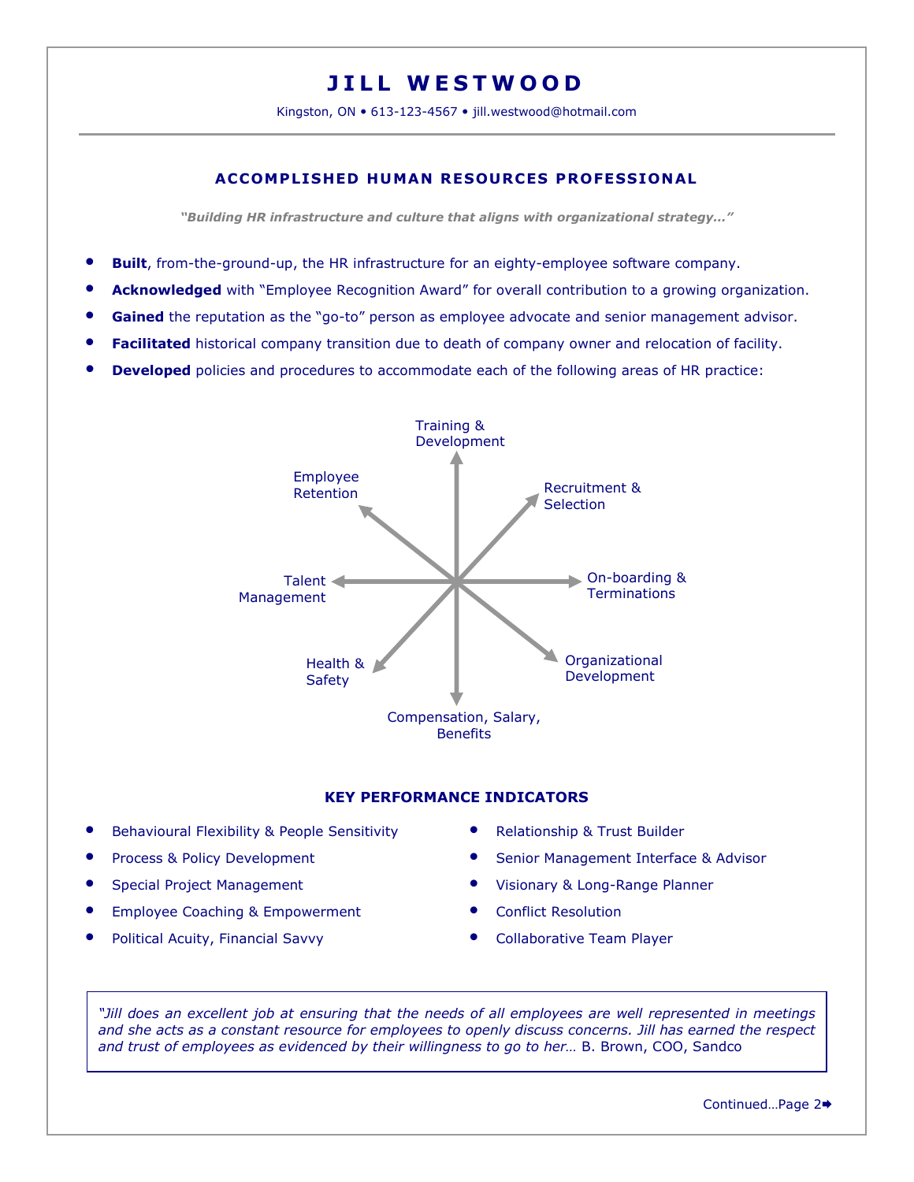# JILL WESTWOOD

Kingston, ON • 613-123-4567 • jill.westwood@hotmail.com

## ACCOMPLISHED HUMAN RESOURCES PROFESSIONAL

*"Building HR infrastructure and culture that aligns with organizational strategy…"*

- **Built**, from-the-ground-up, the HR infrastructure for an eighty-employee software company.
- **Acknowledged** with "Employee Recognition Award" for overall contribution to a growing organization.
- **Gained** the reputation as the "go-to" person as employee advocate and senior management advisor.
- **Facilitated** historical company transition due to death of company owner and relocation of facility.
- **Developed** policies and procedures to accommodate each of the following areas of HR practice:

Training & Development

Recruitment & Selection

On-boarding & Terminations

Organizational Development

Compensation, Salary, Benefits

Health & Safety

Talent Management

Employee Retention

## KEY PERFORMANCE INDICATORS

- Behavioural Flexibility & People Sensitivity
- Process & Policy Development
- Special Project Management
- Employee Coaching & Empowerment
- Political Acuity, Financial Savvy
- Relationship & Trust Builder
- Senior Management Interface & Advisor
- Visionary & Long-Range Planner
- Conflict Resolution
- Collaborative Team Player

*"Jill does an excellent job at ensuring that the needs of all employees are well represented in meetings and she acts as a constant resource for employees to openly discuss concerns. Jill has earned the respect and trust of employees as evidenced by their willingness to go to her…* B. Brown, COO, Sandco

Continued…Page 2➡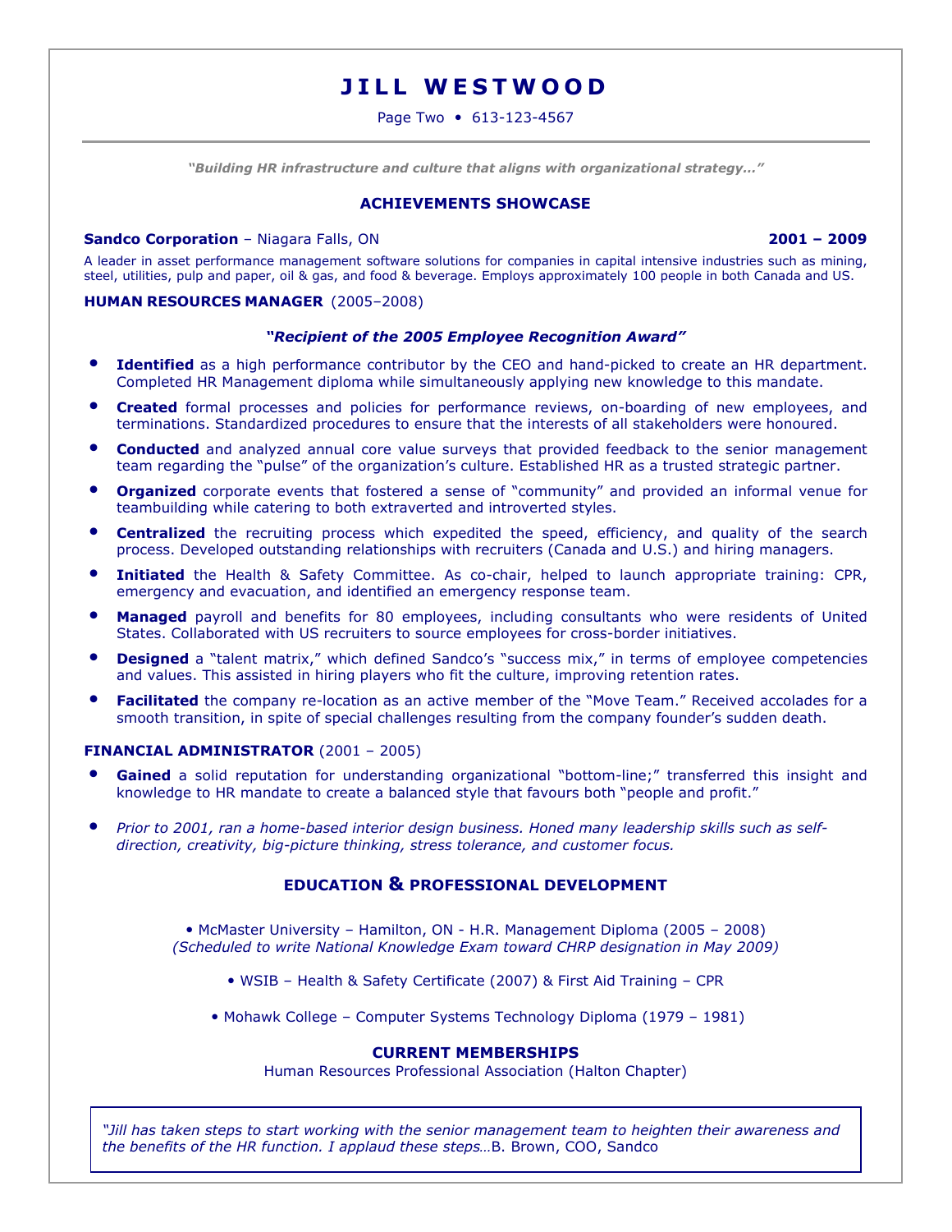*"Building HR infrastructure and culture that aligns with organizational strategy…"*

## ACHIEVEMENTS SHOWCASE

**Sandco Corporation** – Niagara Falls, ON **2001 – 2009**

A leader in asset performance management software solutions for companies in capital intensive industries such as mining, steel, utilities, pulp and paper, oil & gas, and food & beverage. Employs approximately 100 people in both Canada and US.

**HUMAN RESOURCES MANAGER** (2005–2008)

***"Recipient of the 2005 Employee Recognition Award"***

- **Identified** as a high performance contributor by the CEO and hand-picked to create an HR department. Completed HR Management diploma while simultaneously applying new knowledge to this mandate.
- **Created** formal processes and policies for performance reviews, on-boarding of new employees, and terminations. Standardized procedures to ensure that the interests of all stakeholders were honoured.
- **Conducted** and analyzed annual core value surveys that provided feedback to the senior management team regarding the "pulse" of the organization's culture. Established HR as a trusted strategic partner.
- **Organized** corporate events that fostered a sense of "community" and provided an informal venue for teambuilding while catering to both extraverted and introverted styles.
- **Centralized** the recruiting process which expedited the speed, efficiency, and quality of the search process. Developed outstanding relationships with recruiters (Canada and U.S.) and hiring managers.
- **Initiated** the Health & Safety Committee. As co-chair, helped to launch appropriate training: CPR, emergency and evacuation, and identified an emergency response team.
- **Managed** payroll and benefits for 80 employees, including consultants who were residents of United States. Collaborated with US recruiters to source employees for cross-border initiatives.
- **Designed** a "talent matrix," which defined Sandco's "success mix," in terms of employee competencies and values. This assisted in hiring players who fit the culture, improving retention rates.
- **Facilitated** the company re-location as an active member of the "Move Team." Received accolades for a smooth transition, in spite of special challenges resulting from the company founder's sudden death.

**FINANCIAL ADMINISTRATOR** (2001 – 2005)

- **Gained** a solid reputation for understanding organizational "bottom-line;" transferred this insight and knowledge to HR mandate to create a balanced style that favours both "people and profit."

- *Prior to 2001, ran a home-based interior design business. Honed many leadership skills such as self-direction, creativity, big-picture thinking, stress tolerance, and customer focus.*

## EDUCATION & PROFESSIONAL DEVELOPMENT

• McMaster University – Hamilton, ON - H.R. Management Diploma (2005 – 2008)
*(Scheduled to write National Knowledge Exam toward CHRP designation in May 2009)*

• WSIB – Health & Safety Certificate (2007) & First Aid Training – CPR

• Mohawk College – Computer Systems Technology Diploma (1979 – 1981)

### CURRENT MEMBERSHIPS

Human Resources Professional Association (Halton Chapter)

> *"Jill has taken steps to start working with the senior management team to heighten their awareness and the benefits of the HR function. I applaud these steps…*B. Brown, COO, Sandco